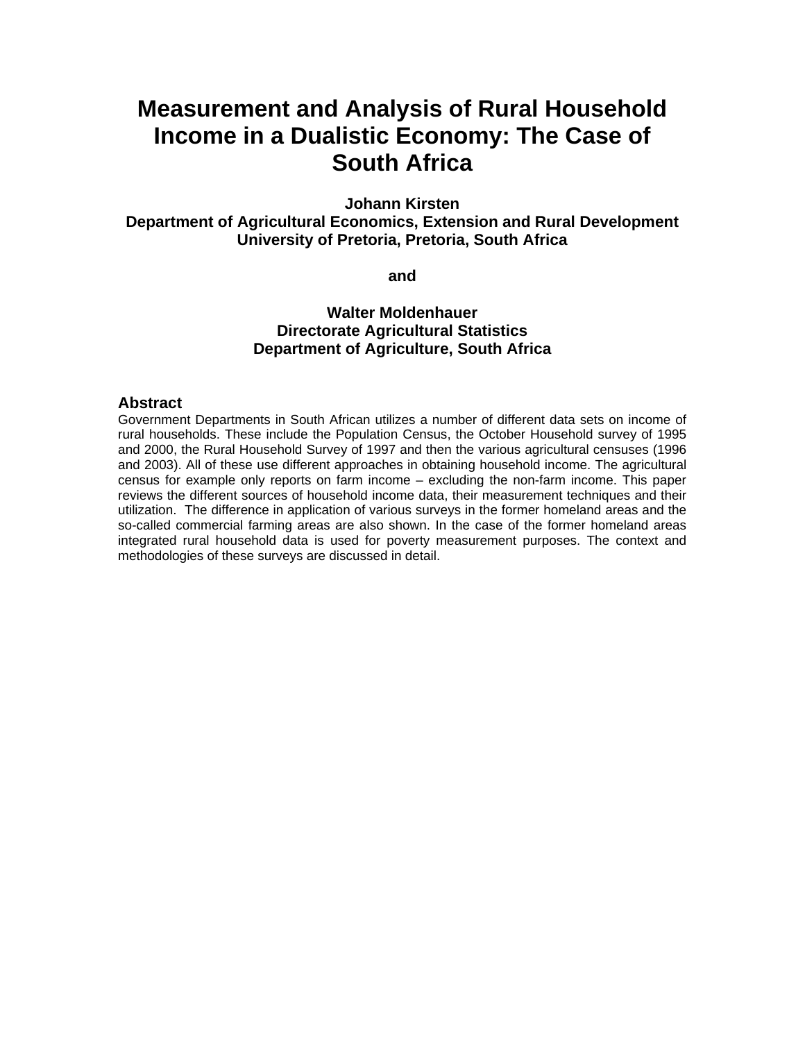# Measurement and Analysis of Rural Household Income in a Dualistic Economy: The Case of South Africa

**Johann Kirsten**
**Department of Agricultural Economics, Extension and Rural Development**
**University of Pretoria, Pretoria, South Africa**

**and**

**Walter Moldenhauer**
**Directorate Agricultural Statistics**
**Department of Agriculture, South Africa**

## Abstract

Government Departments in South African utilizes a number of different data sets on income of rural households. These include the Population Census, the October Household survey of 1995 and 2000, the Rural Household Survey of 1997 and then the various agricultural censuses (1996 and 2003). All of these use different approaches in obtaining household income. The agricultural census for example only reports on farm income – excluding the non-farm income. This paper reviews the different sources of household income data, their measurement techniques and their utilization. The difference in application of various surveys in the former homeland areas and the so-called commercial farming areas are also shown. In the case of the former homeland areas integrated rural household data is used for poverty measurement purposes. The context and methodologies of these surveys are discussed in detail.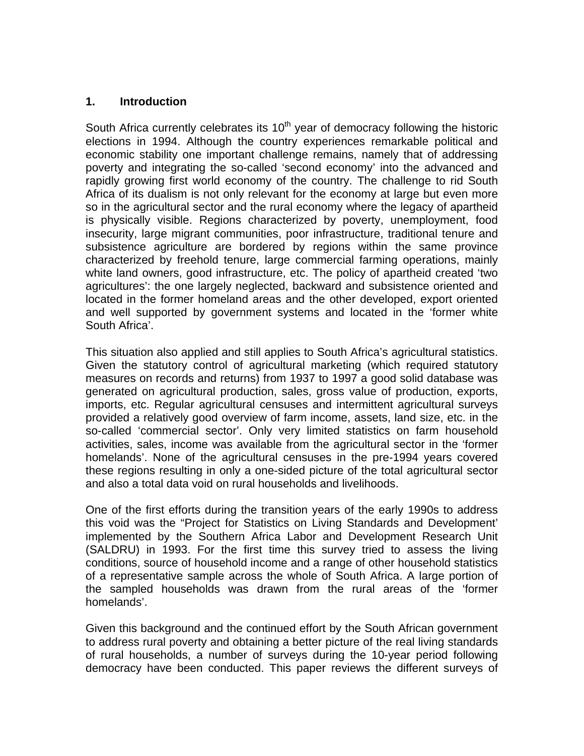## 1. Introduction

South Africa currently celebrates its 10th year of democracy following the historic elections in 1994. Although the country experiences remarkable political and economic stability one important challenge remains, namely that of addressing poverty and integrating the so-called 'second economy' into the advanced and rapidly growing first world economy of the country. The challenge to rid South Africa of its dualism is not only relevant for the economy at large but even more so in the agricultural sector and the rural economy where the legacy of apartheid is physically visible. Regions characterized by poverty, unemployment, food insecurity, large migrant communities, poor infrastructure, traditional tenure and subsistence agriculture are bordered by regions within the same province characterized by freehold tenure, large commercial farming operations, mainly white land owners, good infrastructure, etc. The policy of apartheid created 'two agricultures': the one largely neglected, backward and subsistence oriented and located in the former homeland areas and the other developed, export oriented and well supported by government systems and located in the 'former white South Africa'.

This situation also applied and still applies to South Africa's agricultural statistics. Given the statutory control of agricultural marketing (which required statutory measures on records and returns) from 1937 to 1997 a good solid database was generated on agricultural production, sales, gross value of production, exports, imports, etc. Regular agricultural censuses and intermittent agricultural surveys provided a relatively good overview of farm income, assets, land size, etc. in the so-called 'commercial sector'. Only very limited statistics on farm household activities, sales, income was available from the agricultural sector in the 'former homelands'. None of the agricultural censuses in the pre-1994 years covered these regions resulting in only a one-sided picture of the total agricultural sector and also a total data void on rural households and livelihoods.

One of the first efforts during the transition years of the early 1990s to address this void was the "Project for Statistics on Living Standards and Development' implemented by the Southern Africa Labor and Development Research Unit (SALDRU) in 1993. For the first time this survey tried to assess the living conditions, source of household income and a range of other household statistics of a representative sample across the whole of South Africa. A large portion of the sampled households was drawn from the rural areas of the 'former homelands'.

Given this background and the continued effort by the South African government to address rural poverty and obtaining a better picture of the real living standards of rural households, a number of surveys during the 10-year period following democracy have been conducted. This paper reviews the different surveys of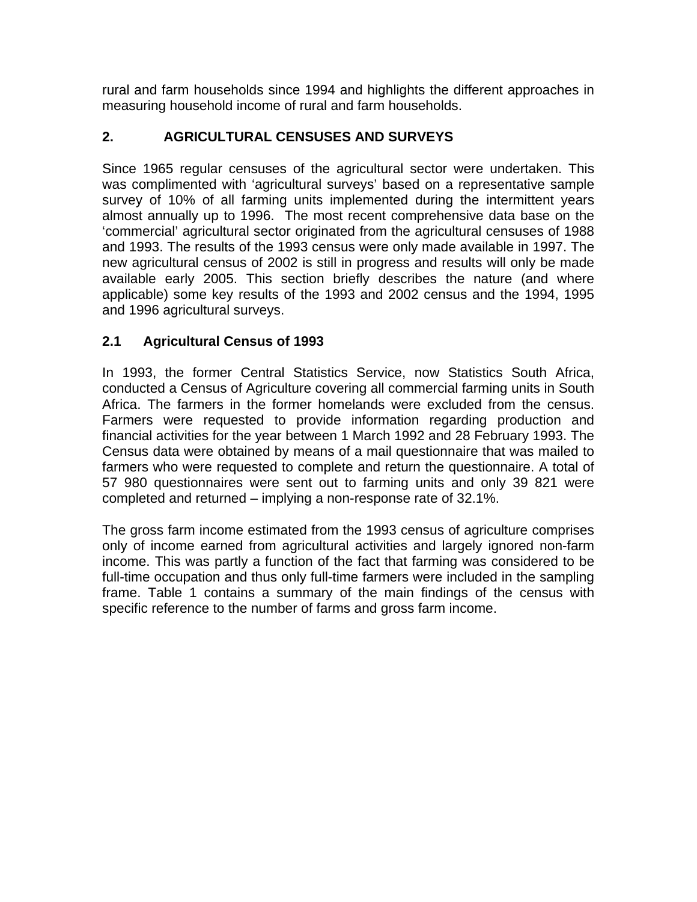rural and farm households since 1994 and highlights the different approaches in measuring household income of rural and farm households.

## 2. AGRICULTURAL CENSUSES AND SURVEYS

Since 1965 regular censuses of the agricultural sector were undertaken. This was complimented with 'agricultural surveys' based on a representative sample survey of 10% of all farming units implemented during the intermittent years almost annually up to 1996. The most recent comprehensive data base on the 'commercial' agricultural sector originated from the agricultural censuses of 1988 and 1993. The results of the 1993 census were only made available in 1997. The new agricultural census of 2002 is still in progress and results will only be made available early 2005. This section briefly describes the nature (and where applicable) some key results of the 1993 and 2002 census and the 1994, 1995 and 1996 agricultural surveys.

### 2.1 Agricultural Census of 1993

In 1993, the former Central Statistics Service, now Statistics South Africa, conducted a Census of Agriculture covering all commercial farming units in South Africa. The farmers in the former homelands were excluded from the census. Farmers were requested to provide information regarding production and financial activities for the year between 1 March 1992 and 28 February 1993. The Census data were obtained by means of a mail questionnaire that was mailed to farmers who were requested to complete and return the questionnaire. A total of 57 980 questionnaires were sent out to farming units and only 39 821 were completed and returned – implying a non-response rate of 32.1%.

The gross farm income estimated from the 1993 census of agriculture comprises only of income earned from agricultural activities and largely ignored non-farm income. This was partly a function of the fact that farming was considered to be full-time occupation and thus only full-time farmers were included in the sampling frame. Table 1 contains a summary of the main findings of the census with specific reference to the number of farms and gross farm income.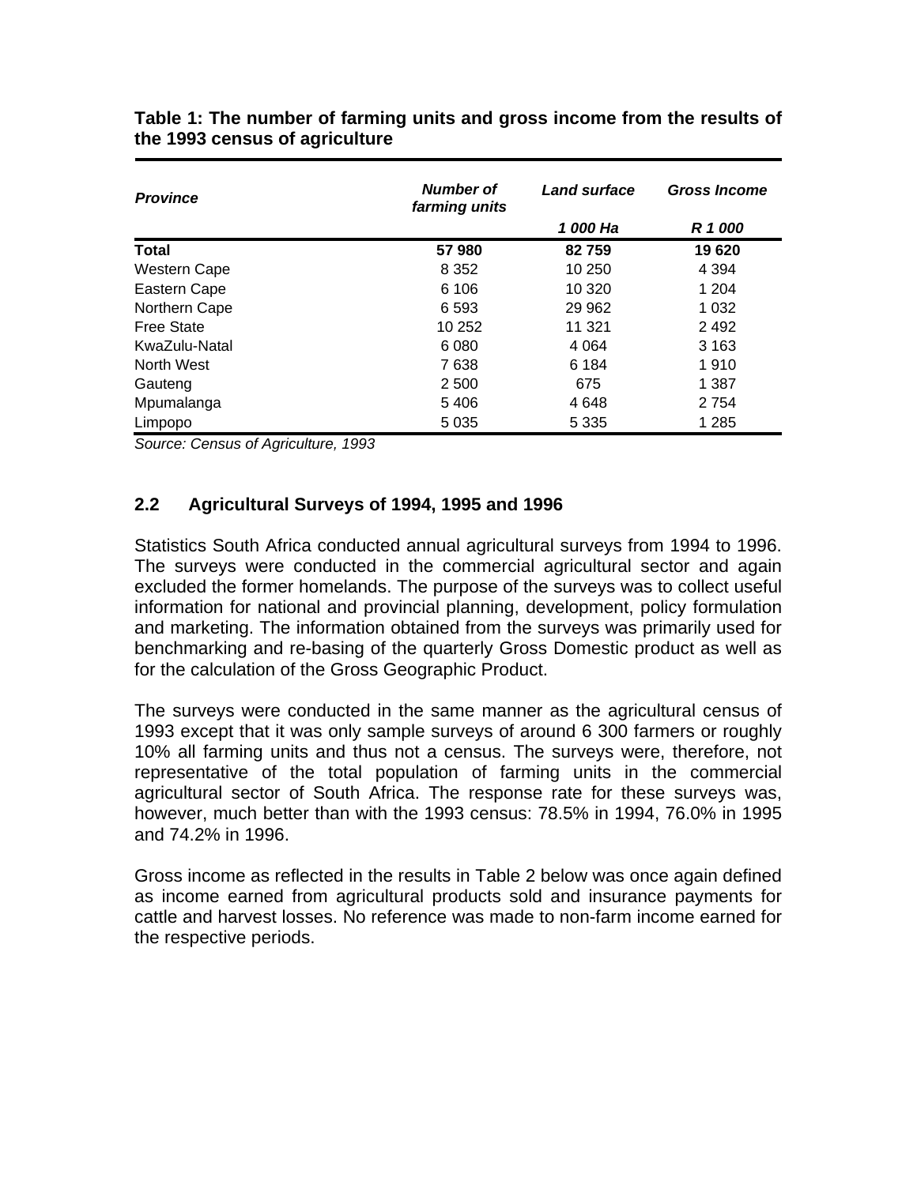**Table 1: The number of farming units and gross income from the results of the 1993 census of agriculture**

| *Province* | *Number of farming units* | *Land surface* | *Gross Income* |
|---|---|---|---|
| | | *1 000 Ha* | *R 1 000* |
| **Total** | **57 980** | **82 759** | **19 620** |
| Western Cape | 8 352 | 10 250 | 4 394 |
| Eastern Cape | 6 106 | 10 320 | 1 204 |
| Northern Cape | 6 593 | 29 962 | 1 032 |
| Free State | 10 252 | 11 321 | 2 492 |
| KwaZulu-Natal | 6 080 | 4 064 | 3 163 |
| North West | 7 638 | 6 184 | 1 910 |
| Gauteng | 2 500 | 675 | 1 387 |
| Mpumalanga | 5 406 | 4 648 | 2 754 |
| Limpopo | 5 035 | 5 335 | 1 285 |

*Source: Census of Agriculture, 1993*

## 2.2 Agricultural Surveys of 1994, 1995 and 1996

Statistics South Africa conducted annual agricultural surveys from 1994 to 1996. The surveys were conducted in the commercial agricultural sector and again excluded the former homelands. The purpose of the surveys was to collect useful information for national and provincial planning, development, policy formulation and marketing. The information obtained from the surveys was primarily used for benchmarking and re-basing of the quarterly Gross Domestic product as well as for the calculation of the Gross Geographic Product.

The surveys were conducted in the same manner as the agricultural census of 1993 except that it was only sample surveys of around 6 300 farmers or roughly 10% all farming units and thus not a census. The surveys were, therefore, not representative of the total population of farming units in the commercial agricultural sector of South Africa. The response rate for these surveys was, however, much better than with the 1993 census: 78.5% in 1994, 76.0% in 1995 and 74.2% in 1996.

Gross income as reflected in the results in Table 2 below was once again defined as income earned from agricultural products sold and insurance payments for cattle and harvest losses. No reference was made to non-farm income earned for the respective periods.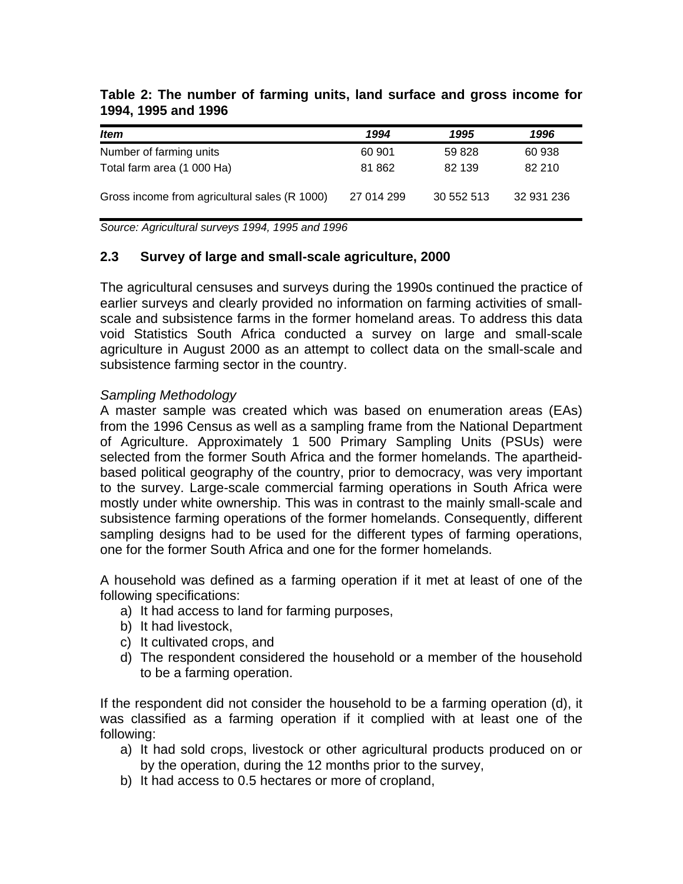**Table 2: The number of farming units, land surface and gross income for 1994, 1995 and 1996**

| *Item* | *1994* | *1995* | *1996* |
|---|---|---|---|
| Number of farming units | 60 901 | 59 828 | 60 938 |
| Total farm area (1 000 Ha) | 81 862 | 82 139 | 82 210 |
| Gross income from agricultural sales (R 1000) | 27 014 299 | 30 552 513 | 32 931 236 |

*Source: Agricultural surveys 1994, 1995 and 1996*

### 2.3 Survey of large and small-scale agriculture, 2000

The agricultural censuses and surveys during the 1990s continued the practice of earlier surveys and clearly provided no information on farming activities of small-scale and subsistence farms in the former homeland areas. To address this data void Statistics South Africa conducted a survey on large and small-scale agriculture in August 2000 as an attempt to collect data on the small-scale and subsistence farming sector in the country.

*Sampling Methodology*

A master sample was created which was based on enumeration areas (EAs) from the 1996 Census as well as a sampling frame from the National Department of Agriculture. Approximately 1 500 Primary Sampling Units (PSUs) were selected from the former South Africa and the former homelands. The apartheid-based political geography of the country, prior to democracy, was very important to the survey. Large-scale commercial farming operations in South Africa were mostly under white ownership. This was in contrast to the mainly small-scale and subsistence farming operations of the former homelands. Consequently, different sampling designs had to be used for the different types of farming operations, one for the former South Africa and one for the former homelands.

A household was defined as a farming operation if it met at least of one of the following specifications:

a) It had access to land for farming purposes,
b) It had livestock,
c) It cultivated crops, and
d) The respondent considered the household or a member of the household to be a farming operation.

If the respondent did not consider the household to be a farming operation (d), it was classified as a farming operation if it complied with at least one of the following:

a) It had sold crops, livestock or other agricultural products produced on or by the operation, during the 12 months prior to the survey,
b) It had access to 0.5 hectares or more of cropland,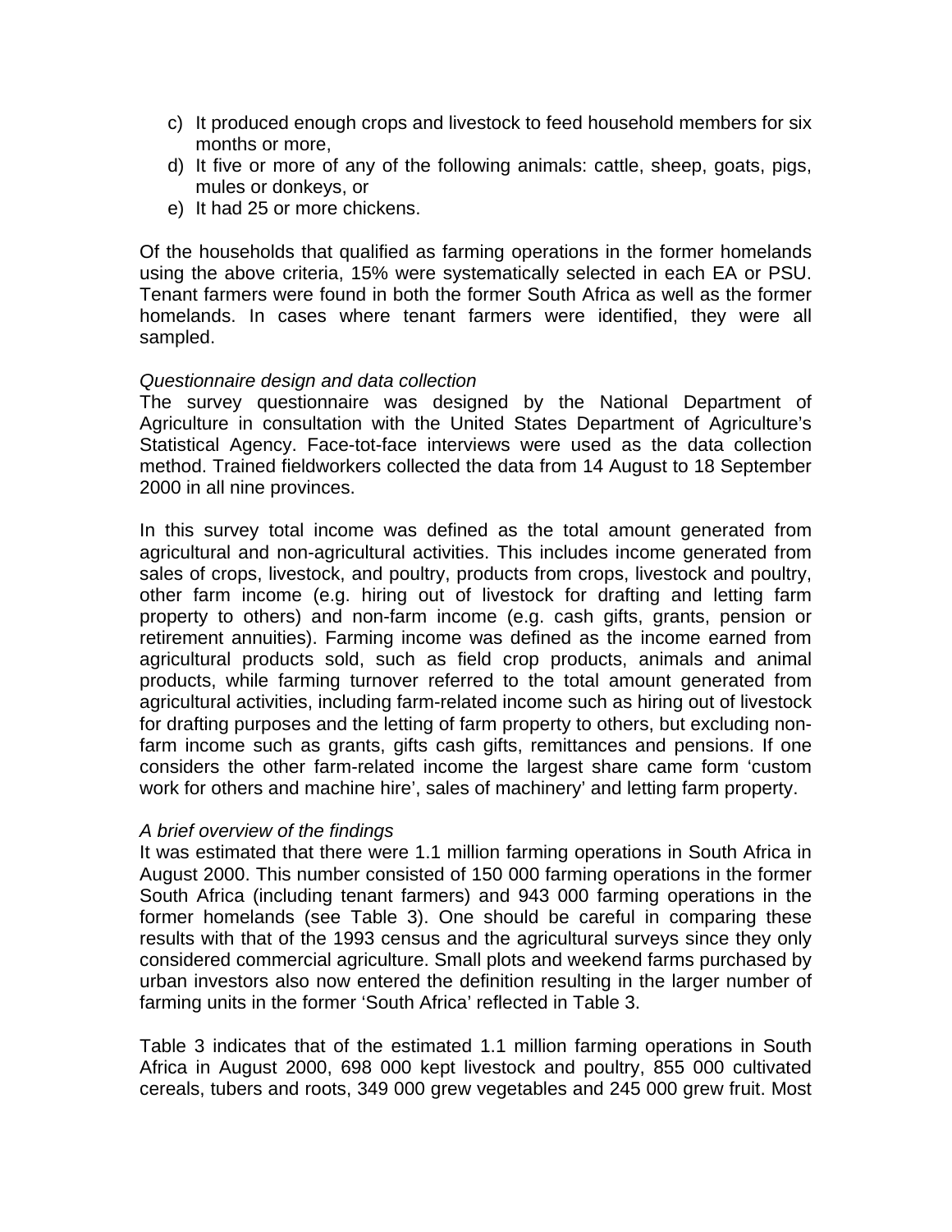c) It produced enough crops and livestock to feed household members for six months or more,
d) It five or more of any of the following animals: cattle, sheep, goats, pigs, mules or donkeys, or
e) It had 25 or more chickens.

Of the households that qualified as farming operations in the former homelands using the above criteria, 15% were systematically selected in each EA or PSU. Tenant farmers were found in both the former South Africa as well as the former homelands. In cases where tenant farmers were identified, they were all sampled.

*Questionnaire design and data collection*

The survey questionnaire was designed by the National Department of Agriculture in consultation with the United States Department of Agriculture's Statistical Agency. Face-tot-face interviews were used as the data collection method. Trained fieldworkers collected the data from 14 August to 18 September 2000 in all nine provinces.

In this survey total income was defined as the total amount generated from agricultural and non-agricultural activities. This includes income generated from sales of crops, livestock, and poultry, products from crops, livestock and poultry, other farm income (e.g. hiring out of livestock for drafting and letting farm property to others) and non-farm income (e.g. cash gifts, grants, pension or retirement annuities). Farming income was defined as the income earned from agricultural products sold, such as field crop products, animals and animal products, while farming turnover referred to the total amount generated from agricultural activities, including farm-related income such as hiring out of livestock for drafting purposes and the letting of farm property to others, but excluding non-farm income such as grants, gifts cash gifts, remittances and pensions. If one considers the other farm-related income the largest share came form 'custom work for others and machine hire', sales of machinery' and letting farm property.

*A brief overview of the findings*

It was estimated that there were 1.1 million farming operations in South Africa in August 2000. This number consisted of 150 000 farming operations in the former South Africa (including tenant farmers) and 943 000 farming operations in the former homelands (see Table 3). One should be careful in comparing these results with that of the 1993 census and the agricultural surveys since they only considered commercial agriculture. Small plots and weekend farms purchased by urban investors also now entered the definition resulting in the larger number of farming units in the former 'South Africa' reflected in Table 3.

Table 3 indicates that of the estimated 1.1 million farming operations in South Africa in August 2000, 698 000 kept livestock and poultry, 855 000 cultivated cereals, tubers and roots, 349 000 grew vegetables and 245 000 grew fruit. Most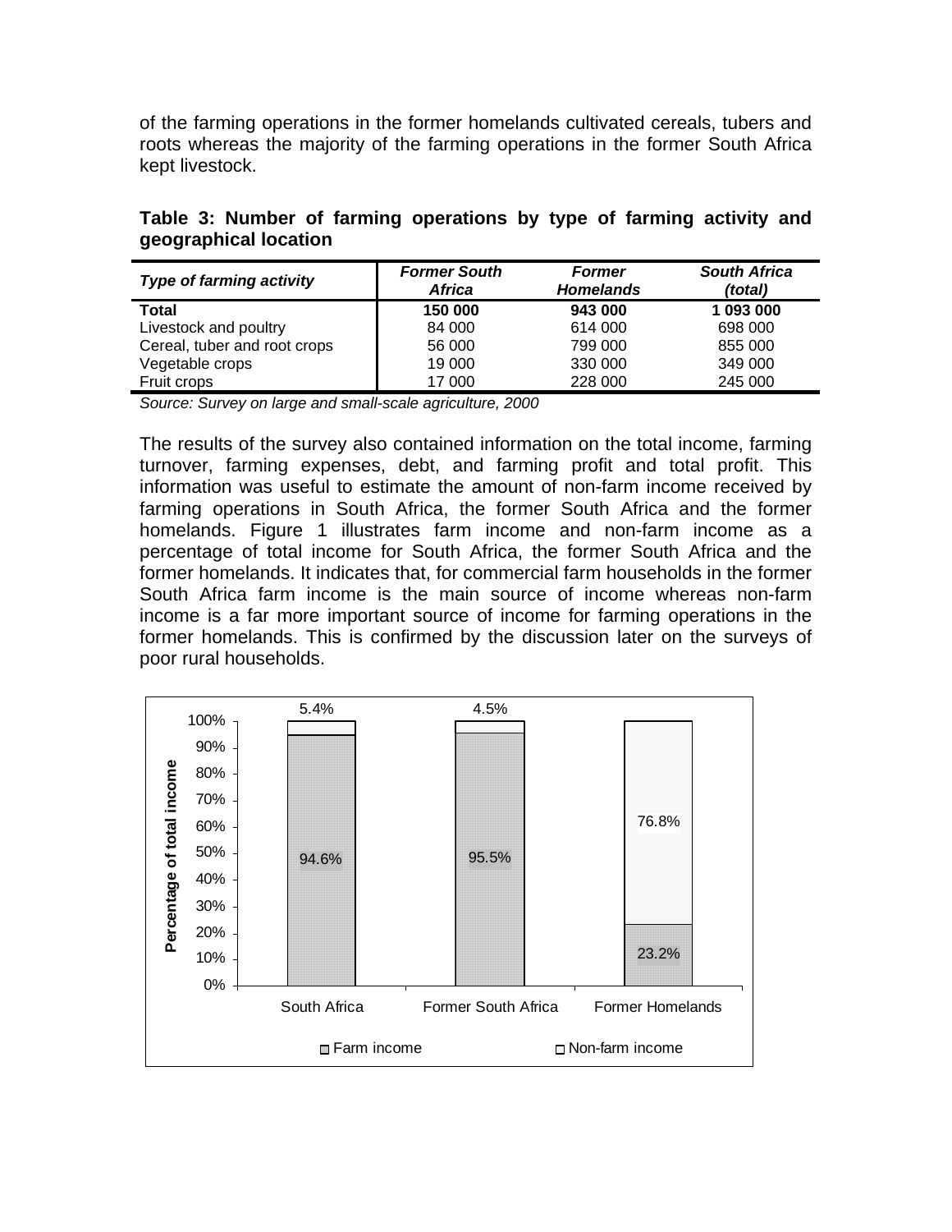of the farming operations in the former homelands cultivated cereals, tubers and roots whereas the majority of the farming operations in the former South Africa kept livestock.

**Table 3: Number of farming operations by type of farming activity and geographical location**

| *Type of farming activity* | *Former South Africa* | *Former Homelands* | *South Africa (total)* |
|---|---|---|---|
| **Total** | **150 000** | **943 000** | **1 093 000** |
| Livestock and poultry | 84 000 | 614 000 | 698 000 |
| Cereal, tuber and root crops | 56 000 | 799 000 | 855 000 |
| Vegetable crops | 19 000 | 330 000 | 349 000 |
| Fruit crops | 17 000 | 228 000 | 245 000 |

*Source: Survey on large and small-scale agriculture, 2000*

The results of the survey also contained information on the total income, farming turnover, farming expenses, debt, and farming profit and total profit. This information was useful to estimate the amount of non-farm income received by farming operations in South Africa, the former South Africa and the former homelands. Figure 1 illustrates farm income and non-farm income as a percentage of total income for South Africa, the former South Africa and the former homelands. It indicates that, for commercial farm households in the former South Africa farm income is the main source of income whereas non-farm income is a far more important source of income for farming operations in the former homelands. This is confirmed by the discussion later on the surveys of poor rural households.

| | South Africa | Former South Africa | Former Homelands |
|---|---|---|---|
| Farm income | 94.6% | 95.5% | 23.2% |
| Non-farm income | 5.4% | 4.5% | 76.8% |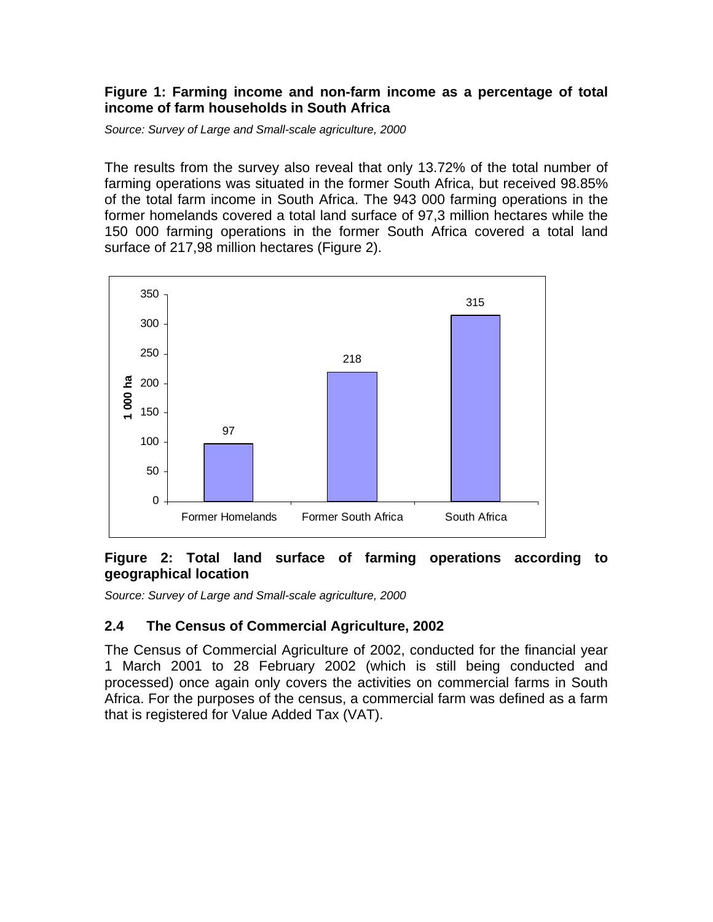**Figure 1: Farming income and non-farm income as a percentage of total income of farm households in South Africa**

*Source: Survey of Large and Small-scale agriculture, 2000*

The results from the survey also reveal that only 13.72% of the total number of farming operations was situated in the former South Africa, but received 98.85% of the total farm income in South Africa. The 943 000 farming operations in the former homelands covered a total land surface of 97,3 million hectares while the 150 000 farming operations in the former South Africa covered a total land surface of 217,98 million hectares (Figure 2).

**Figure 2: Total land surface of farming operations according to geographical location**

*Source: Survey of Large and Small-scale agriculture, 2000*

## 2.4 The Census of Commercial Agriculture, 2002

The Census of Commercial Agriculture of 2002, conducted for the financial year 1 March 2001 to 28 February 2002 (which is still being conducted and processed) once again only covers the activities on commercial farms in South Africa. For the purposes of the census, a commercial farm was defined as a farm that is registered for Value Added Tax (VAT).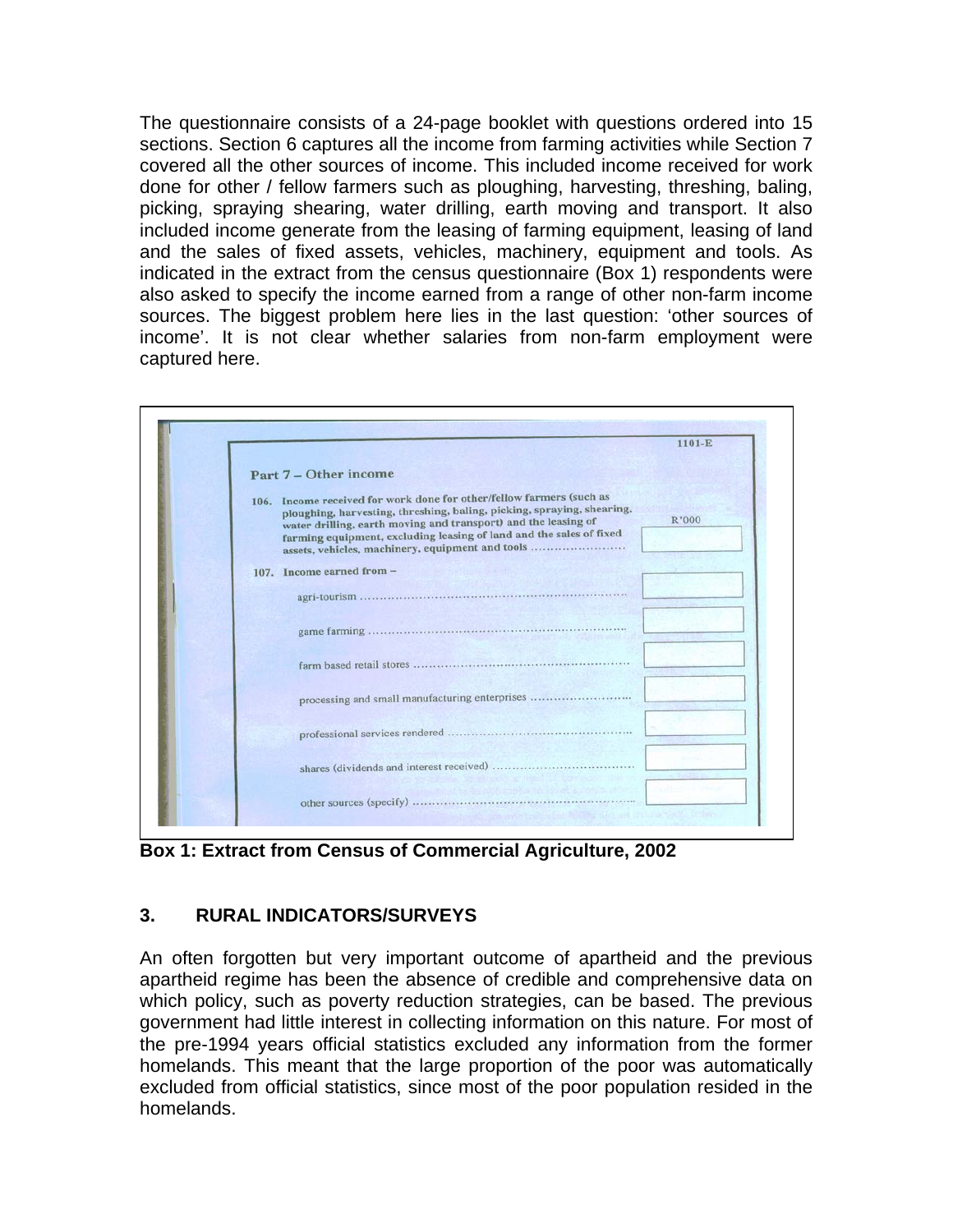The questionnaire consists of a 24-page booklet with questions ordered into 15 sections. Section 6 captures all the income from farming activities while Section 7 covered all the other sources of income. This included income received for work done for other / fellow farmers such as ploughing, harvesting, threshing, baling, picking, spraying shearing, water drilling, earth moving and transport. It also included income generate from the leasing of farming equipment, leasing of land and the sales of fixed assets, vehicles, machinery, equipment and tools. As indicated in the extract from the census questionnaire (Box 1) respondents were also asked to specify the income earned from a range of other non-farm income sources. The biggest problem here lies in the last question: 'other sources of income'. It is not clear whether salaries from non-farm employment were captured here.

1101-E

**Part 7 – Other income**

| | | R'000 |
|---|---|---|
| 106. | **Income received for work done for other/fellow farmers (such as ploughing, harvesting, threshing, baling, picking, spraying, shearing, water drilling, earth moving and transport) and the leasing of farming equipment, excluding leasing of land and the sales of fixed assets, vehicles, machinery, equipment and tools** .......................... | |
| 107. | **Income earned from –** | |
| | agri-tourism .................................................................. | |
| | game farming .................................................................. | |
| | farm based retail stores .................................................... | |
| | processing and small manufacturing enterprises .......................... | |
| | professional services rendered ............................................ | |
| | shares (dividends and interest received) .................................. | |
| | other sources (specify) ...................................................... | |

**Box 1: Extract from Census of Commercial Agriculture, 2002**

## 3. RURAL INDICATORS/SURVEYS

An often forgotten but very important outcome of apartheid and the previous apartheid regime has been the absence of credible and comprehensive data on which policy, such as poverty reduction strategies, can be based. The previous government had little interest in collecting information on this nature. For most of the pre-1994 years official statistics excluded any information from the former homelands. This meant that the large proportion of the poor was automatically excluded from official statistics, since most of the poor population resided in the homelands.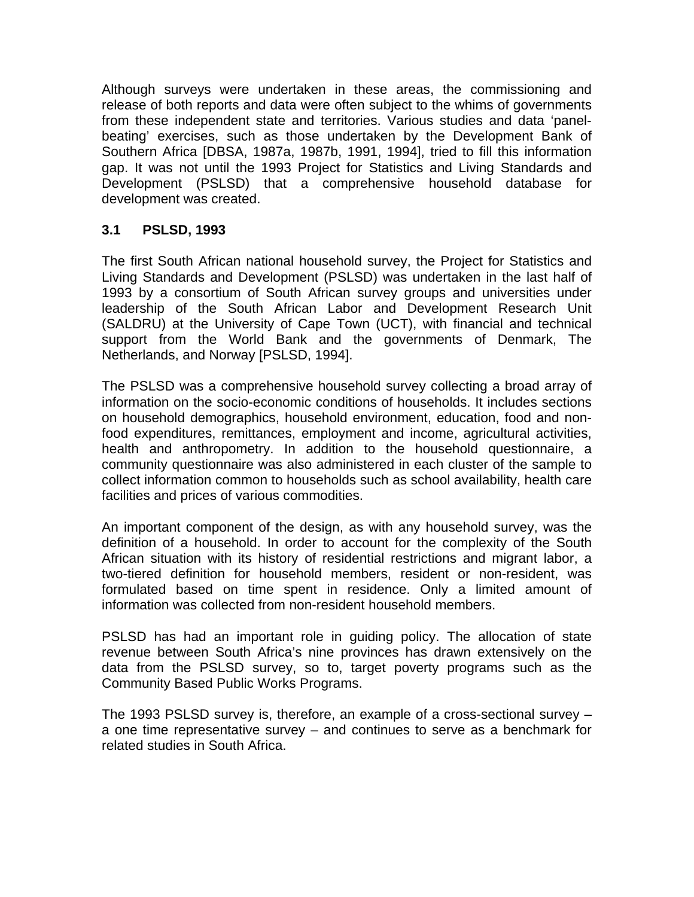Although surveys were undertaken in these areas, the commissioning and release of both reports and data were often subject to the whims of governments from these independent state and territories. Various studies and data 'panel-beating' exercises, such as those undertaken by the Development Bank of Southern Africa [DBSA, 1987a, 1987b, 1991, 1994], tried to fill this information gap. It was not until the 1993 Project for Statistics and Living Standards and Development (PSLSD) that a comprehensive household database for development was created.

### 3.1 PSLSD, 1993

The first South African national household survey, the Project for Statistics and Living Standards and Development (PSLSD) was undertaken in the last half of 1993 by a consortium of South African survey groups and universities under leadership of the South African Labor and Development Research Unit (SALDRU) at the University of Cape Town (UCT), with financial and technical support from the World Bank and the governments of Denmark, The Netherlands, and Norway [PSLSD, 1994].

The PSLSD was a comprehensive household survey collecting a broad array of information on the socio-economic conditions of households. It includes sections on household demographics, household environment, education, food and non-food expenditures, remittances, employment and income, agricultural activities, health and anthropometry. In addition to the household questionnaire, a community questionnaire was also administered in each cluster of the sample to collect information common to households such as school availability, health care facilities and prices of various commodities.

An important component of the design, as with any household survey, was the definition of a household. In order to account for the complexity of the South African situation with its history of residential restrictions and migrant labor, a two-tiered definition for household members, resident or non-resident, was formulated based on time spent in residence. Only a limited amount of information was collected from non-resident household members.

PSLSD has had an important role in guiding policy. The allocation of state revenue between South Africa's nine provinces has drawn extensively on the data from the PSLSD survey, so to, target poverty programs such as the Community Based Public Works Programs.

The 1993 PSLSD survey is, therefore, an example of a cross-sectional survey – a one time representative survey – and continues to serve as a benchmark for related studies in South Africa.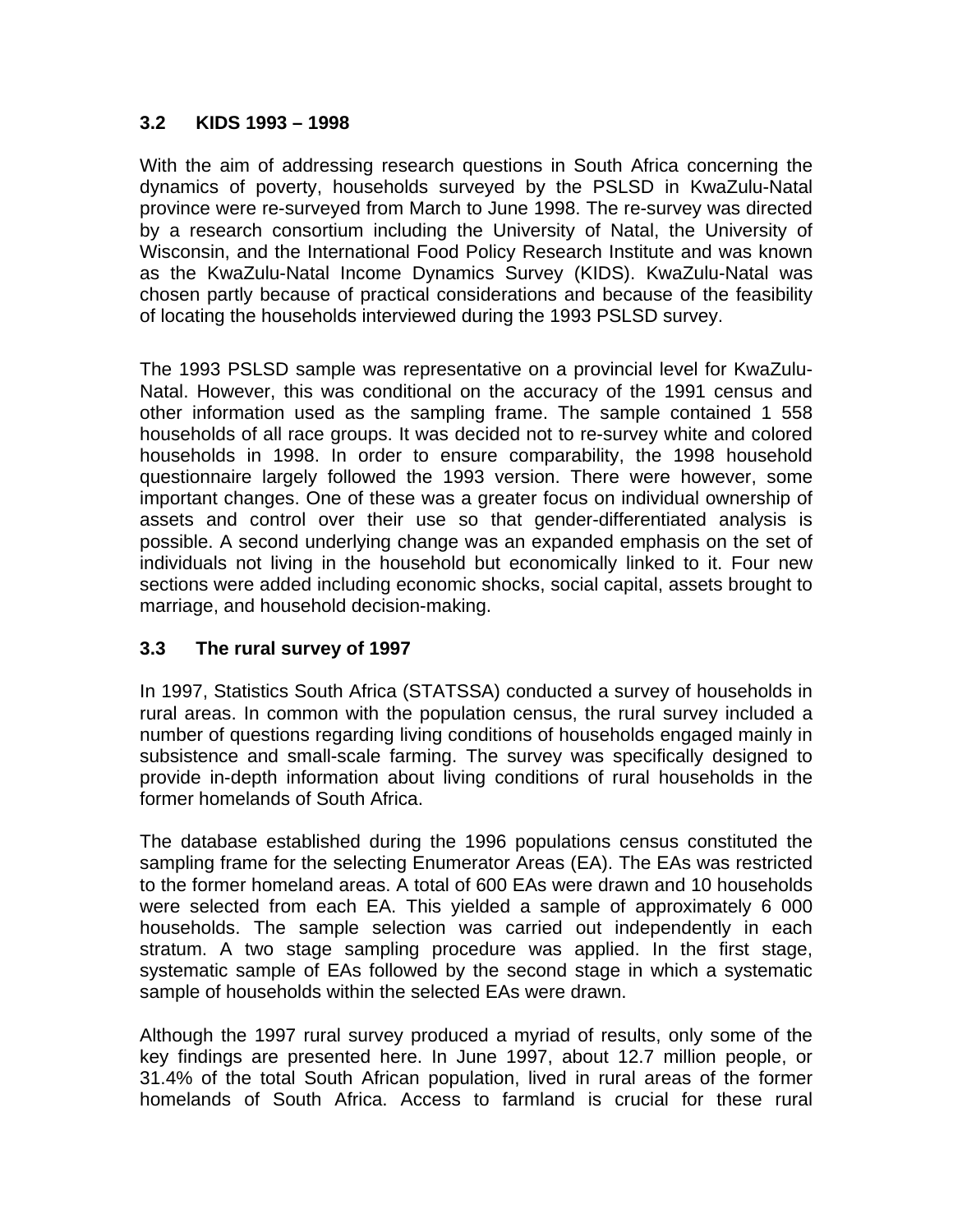### 3.2 KIDS 1993 – 1998

With the aim of addressing research questions in South Africa concerning the dynamics of poverty, households surveyed by the PSLSD in KwaZulu-Natal province were re-surveyed from March to June 1998. The re-survey was directed by a research consortium including the University of Natal, the University of Wisconsin, and the International Food Policy Research Institute and was known as the KwaZulu-Natal Income Dynamics Survey (KIDS). KwaZulu-Natal was chosen partly because of practical considerations and because of the feasibility of locating the households interviewed during the 1993 PSLSD survey.

The 1993 PSLSD sample was representative on a provincial level for KwaZulu-Natal. However, this was conditional on the accuracy of the 1991 census and other information used as the sampling frame. The sample contained 1 558 households of all race groups. It was decided not to re-survey white and colored households in 1998. In order to ensure comparability, the 1998 household questionnaire largely followed the 1993 version. There were however, some important changes. One of these was a greater focus on individual ownership of assets and control over their use so that gender-differentiated analysis is possible. A second underlying change was an expanded emphasis on the set of individuals not living in the household but economically linked to it. Four new sections were added including economic shocks, social capital, assets brought to marriage, and household decision-making.

### 3.3 The rural survey of 1997

In 1997, Statistics South Africa (STATSSA) conducted a survey of households in rural areas. In common with the population census, the rural survey included a number of questions regarding living conditions of households engaged mainly in subsistence and small-scale farming. The survey was specifically designed to provide in-depth information about living conditions of rural households in the former homelands of South Africa.

The database established during the 1996 populations census constituted the sampling frame for the selecting Enumerator Areas (EA). The EAs was restricted to the former homeland areas. A total of 600 EAs were drawn and 10 households were selected from each EA. This yielded a sample of approximately 6 000 households. The sample selection was carried out independently in each stratum. A two stage sampling procedure was applied. In the first stage, systematic sample of EAs followed by the second stage in which a systematic sample of households within the selected EAs were drawn.

Although the 1997 rural survey produced a myriad of results, only some of the key findings are presented here. In June 1997, about 12.7 million people, or 31.4% of the total South African population, lived in rural areas of the former homelands of South Africa. Access to farmland is crucial for these rural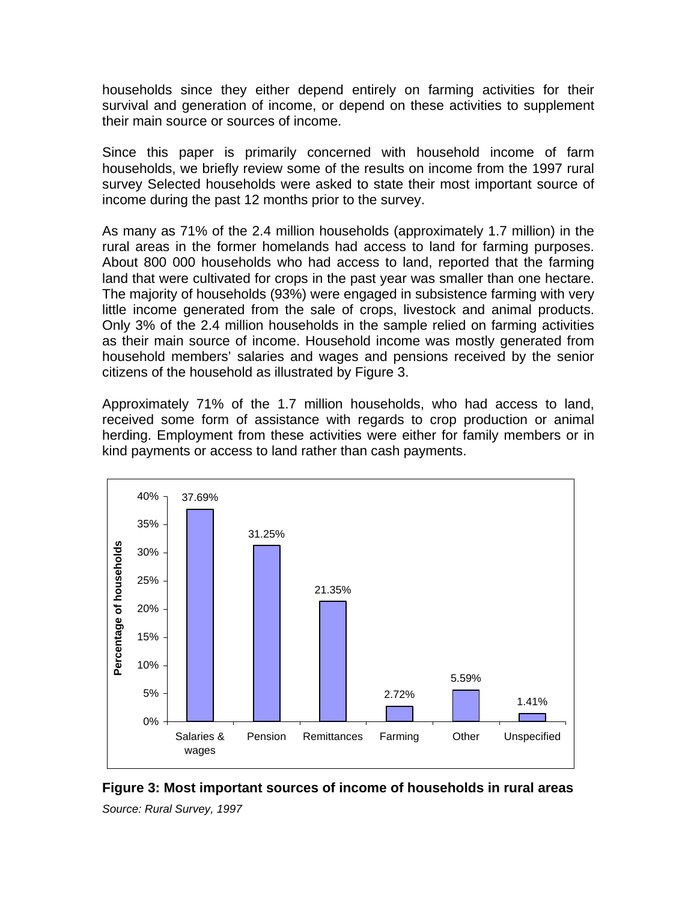households since they either depend entirely on farming activities for their survival and generation of income, or depend on these activities to supplement their main source or sources of income.

Since this paper is primarily concerned with household income of farm households, we briefly review some of the results on income from the 1997 rural survey Selected households were asked to state their most important source of income during the past 12 months prior to the survey.

As many as 71% of the 2.4 million households (approximately 1.7 million) in the rural areas in the former homelands had access to land for farming purposes. About 800 000 households who had access to land, reported that the farming land that were cultivated for crops in the past year was smaller than one hectare. The majority of households (93%) were engaged in subsistence farming with very little income generated from the sale of crops, livestock and animal products. Only 3% of the 2.4 million households in the sample relied on farming activities as their main source of income. Household income was mostly generated from household members' salaries and wages and pensions received by the senior citizens of the household as illustrated by Figure 3.

Approximately 71% of the 1.7 million households, who had access to land, received some form of assistance with regards to crop production or animal herding. Employment from these activities were either for family members or in kind payments or access to land rather than cash payments.

| Source of income | Percentage of households |
|---|---|
| Salaries & wages | 37.69% |
| Pension | 31.25% |
| Remittances | 21.35% |
| Farming | 2.72% |
| Other | 5.59% |
| Unspecified | 1.41% |

**Figure 3: Most important sources of income of households in rural areas**

*Source: Rural Survey, 1997*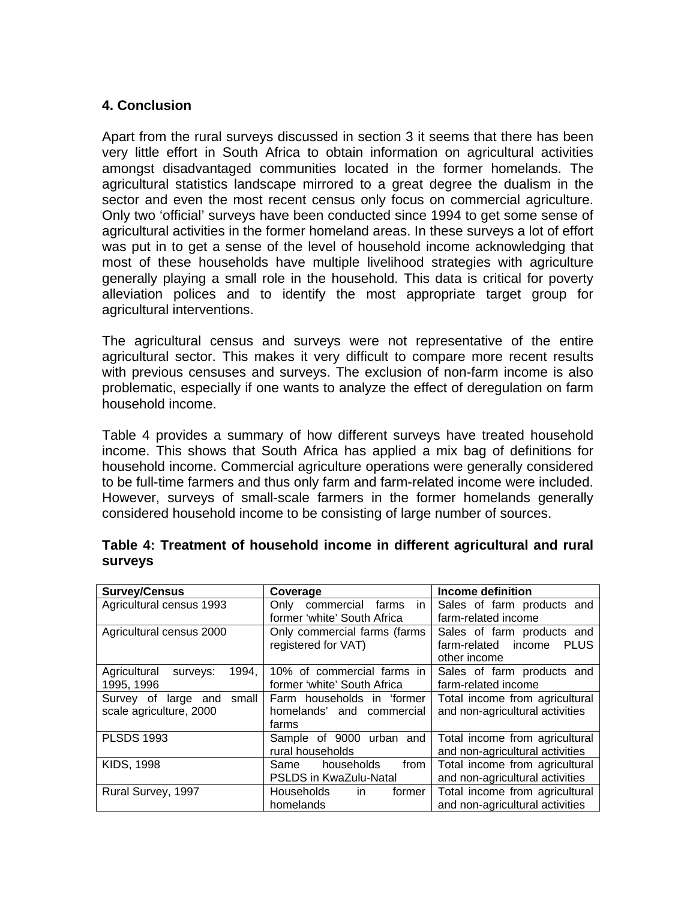## 4. Conclusion

Apart from the rural surveys discussed in section 3 it seems that there has been very little effort in South Africa to obtain information on agricultural activities amongst disadvantaged communities located in the former homelands. The agricultural statistics landscape mirrored to a great degree the dualism in the sector and even the most recent census only focus on commercial agriculture. Only two 'official' surveys have been conducted since 1994 to get some sense of agricultural activities in the former homeland areas. In these surveys a lot of effort was put in to get a sense of the level of household income acknowledging that most of these households have multiple livelihood strategies with agriculture generally playing a small role in the household. This data is critical for poverty alleviation polices and to identify the most appropriate target group for agricultural interventions.

The agricultural census and surveys were not representative of the entire agricultural sector. This makes it very difficult to compare more recent results with previous censuses and surveys. The exclusion of non-farm income is also problematic, especially if one wants to analyze the effect of deregulation on farm household income.

Table 4 provides a summary of how different surveys have treated household income. This shows that South Africa has applied a mix bag of definitions for household income. Commercial agriculture operations were generally considered to be full-time farmers and thus only farm and farm-related income were included. However, surveys of small-scale farmers in the former homelands generally considered household income to be consisting of large number of sources.

**Table 4: Treatment of household income in different agricultural and rural surveys**

| Survey/Census | Coverage | Income definition |
|---|---|---|
| Agricultural census 1993 | Only commercial farms in former 'white' South Africa | Sales of farm products and farm-related income |
| Agricultural census 2000 | Only commercial farms (farms registered for VAT) | Sales of farm products and farm-related income PLUS other income |
| Agricultural surveys: 1994, 1995, 1996 | 10% of commercial farms in former 'white' South Africa | Sales of farm products and farm-related income |
| Survey of large and small scale agriculture, 2000 | Farm households in 'former homelands' and commercial farms | Total income from agricultural and non-agricultural activities |
| PLSDS 1993 | Sample of 9000 urban and rural households | Total income from agricultural and non-agricultural activities |
| KIDS, 1998 | Same households from PSLDS in KwaZulu-Natal | Total income from agricultural and non-agricultural activities |
| Rural Survey, 1997 | Households in former homelands | Total income from agricultural and non-agricultural activities |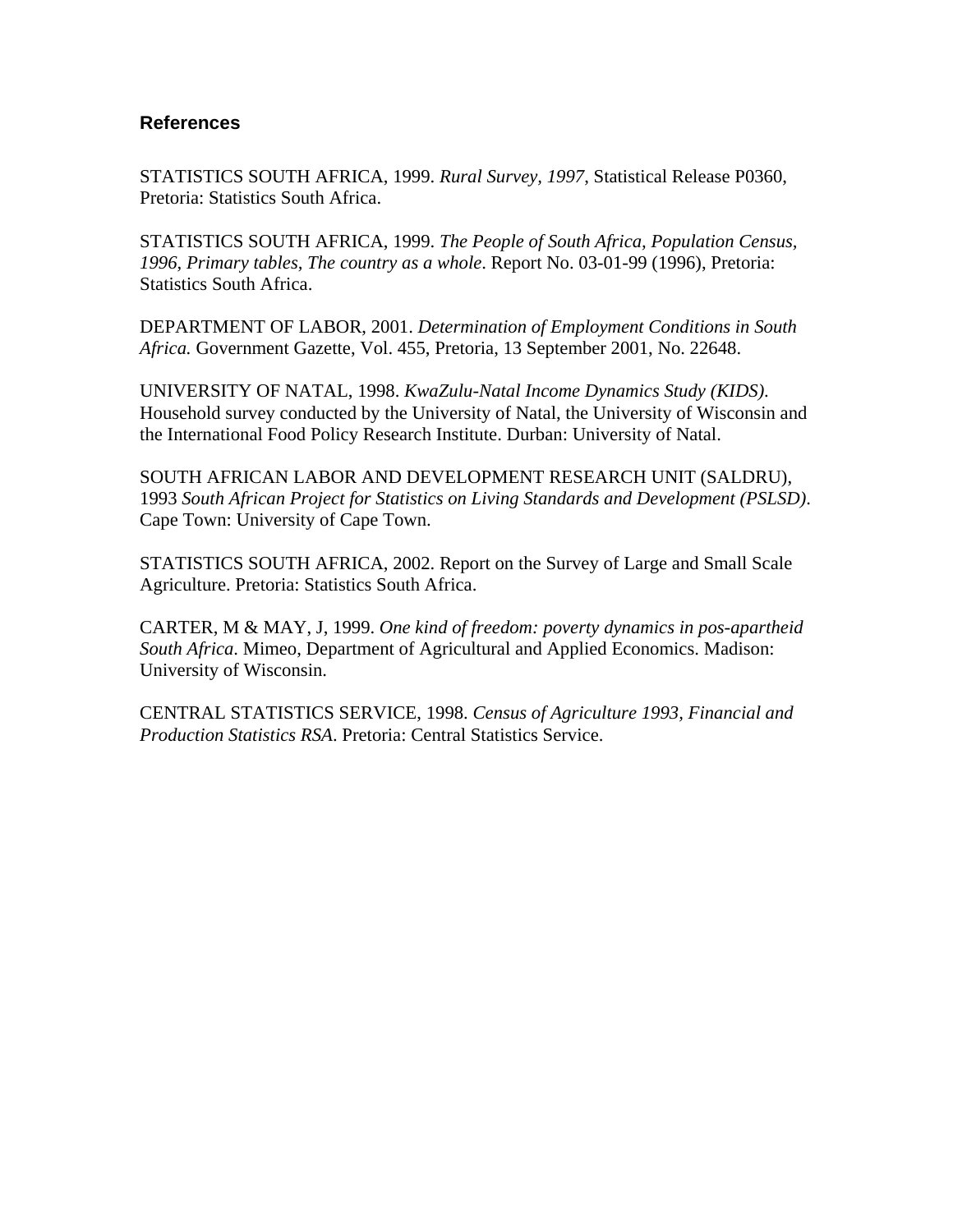## References

STATISTICS SOUTH AFRICA, 1999. *Rural Survey, 1997*, Statistical Release P0360, Pretoria: Statistics South Africa.

STATISTICS SOUTH AFRICA, 1999. *The People of South Africa, Population Census, 1996, Primary tables, The country as a whole*. Report No. 03-01-99 (1996), Pretoria: Statistics South Africa.

DEPARTMENT OF LABOR, 2001. *Determination of Employment Conditions in South Africa.* Government Gazette, Vol. 455, Pretoria, 13 September 2001, No. 22648.

UNIVERSITY OF NATAL, 1998. *KwaZulu-Natal Income Dynamics Study (KIDS)*. Household survey conducted by the University of Natal, the University of Wisconsin and the International Food Policy Research Institute. Durban: University of Natal.

SOUTH AFRICAN LABOR AND DEVELOPMENT RESEARCH UNIT (SALDRU), 1993 *South African Project for Statistics on Living Standards and Development (PSLSD)*. Cape Town: University of Cape Town.

STATISTICS SOUTH AFRICA, 2002. Report on the Survey of Large and Small Scale Agriculture. Pretoria: Statistics South Africa.

CARTER, M & MAY, J, 1999. *One kind of freedom: poverty dynamics in pos-apartheid South Africa*. Mimeo, Department of Agricultural and Applied Economics. Madison: University of Wisconsin.

CENTRAL STATISTICS SERVICE, 1998. *Census of Agriculture 1993, Financial and Production Statistics RSA*. Pretoria: Central Statistics Service.